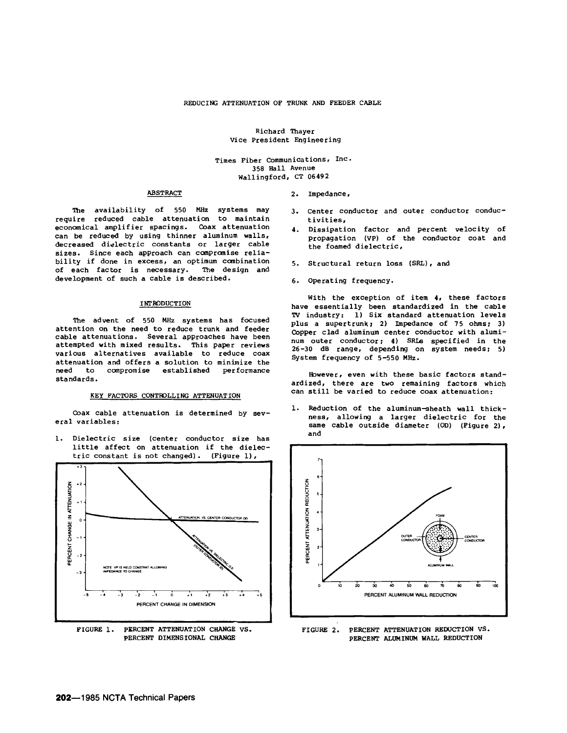# REDUCING ATTENUATION OF TRUNK AND FEEDER CABLE

Richard Thayer
Vice President Engineering

Times Fiber Communications, Inc.
358 Hall Avenue
Wallingford, CT 06492

## ABSTRACT

The availability of 550 MHz systems may require reduced cable attenuation to maintain economical amplifier spacings. Coax attenuation can be reduced by using thinner aluminum walls, decreased dielectric constants or larger cable sizes. Since each approach can compromise reliability if done in excess, an optimum combination of each factor is necessary. The design and development of such a cable is described.

## INTRODUCTION

The advent of 550 MHz systems has focused attention on the need to reduce trunk and feeder cable attenuations. Several approaches have been attempted with mixed results. This paper reviews various alternatives available to reduce coax attenuation and offers a solution to minimize the need to compromise established performance standards.

## KEY FACTORS CONTROLLING ATTENUATION

Coax cable attenuation is determined by several variables:

1. Dielectric size (center conductor size has little affect on attenuation if the dielectric constant is not changed). (Figure 1),
2. Impedance,
3. Center conductor and outer conductor conductivities,
4. Dissipation factor and percent velocity of propagation (VP) of the conductor coat and the foamed dielectric,
5. Structural return loss (SRL), and
6. Operating frequency.

FIGURE 1. PERCENT ATTENUATION CHANGE VS. PERCENT DIMENSIONAL CHANGE

With the exception of item 4, these factors have essentially been standardized in the cable TV industry: 1) Six standard attenuation levels plus a supertrunk; 2) Impedance of 75 ohms; 3) Copper clad aluminum center conductor with aluminum outer conductor; 4) SRLs specified in the 26-30 dB range, depending on system needs; 5) System frequency of 5-550 MHz.

However, even with these basic factors standardized, there are two remaining factors which can still be varied to reduce coax attenuation:

1. Reduction of the aluminum-sheath wall thickness, allowing a larger dielectric for the same cable outside diameter (OD) (Figure 2), and

FIGURE 2. PERCENT ATTENUATION REDUCTION VS. PERCENT ALUMINUM WALL REDUCTION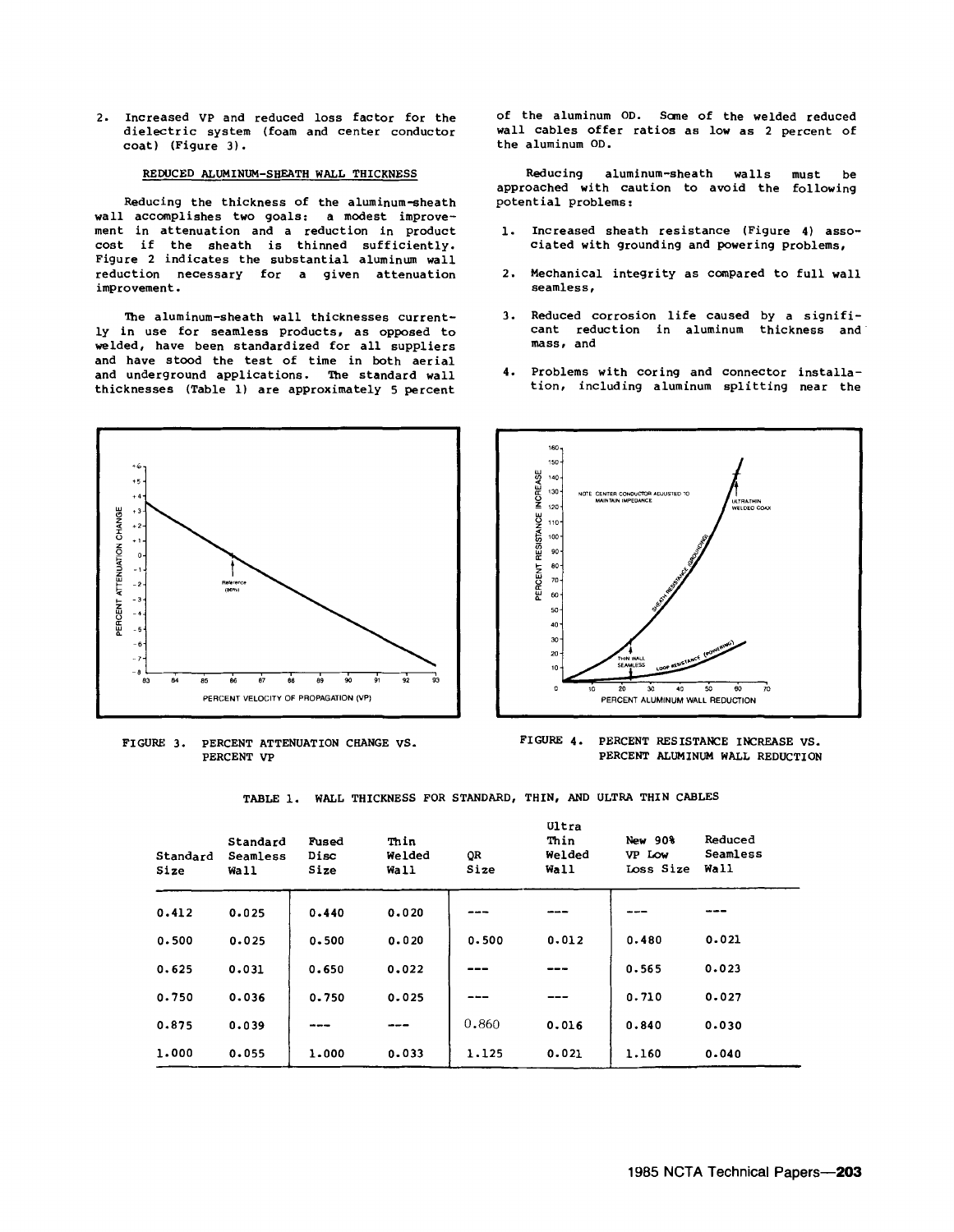2. Increased VP and reduced loss factor for the dielectric system (foam and center conductor coat) (Figure 3).

## REDUCED ALUMINUM-SHEATH WALL THICKNESS

Reducing the thickness of the aluminum-sheath wall accomplishes two goals: a modest improvement in attenuation and a reduction in product cost if the sheath is thinned sufficiently. Figure 2 indicates the substantial aluminum wall reduction necessary for a given attenuation improvement.

The aluminum-sheath wall thicknesses currently in use for seamless products, as opposed to welded, have been standardized for all suppliers and have stood the test of time in both aerial and underground applications. The standard wall thicknesses (Table 1) are approximately 5 percent of the aluminum OD. Some of the welded reduced wall cables offer ratios as low as 2 percent of the aluminum OD.

Reducing aluminum-sheath walls must be approached with caution to avoid the following potential problems:

1. Increased sheath resistance (Figure 4) associated with grounding and powering problems,
2. Mechanical integrity as compared to full wall seamless,
3. Reduced corrosion life caused by a significant reduction in aluminum thickness and mass, and
4. Problems with coring and connector installation, including aluminum splitting near the

FIGURE 3. PERCENT ATTENUATION CHANGE VS. PERCENT VP

FIGURE 4. PERCENT RESISTANCE INCREASE VS. PERCENT ALUMINUM WALL REDUCTION

TABLE 1. WALL THICKNESS FOR STANDARD, THIN, AND ULTRA THIN CABLES

| Standard Size | Standard Seamless Wall | Fused Disc Size | Thin Welded Wall | QR Size | Ultra Thin Welded Wall | New 90% VP Low Loss Size | Reduced Seamless Wall |
|---|---|---|---|---|---|---|---|
| 0.412 | 0.025 | 0.440 | 0.020 | --- | --- | --- | --- |
| 0.500 | 0.025 | 0.500 | 0.020 | 0.500 | 0.012 | 0.480 | 0.021 |
| 0.625 | 0.031 | 0.650 | 0.022 | --- | --- | 0.565 | 0.023 |
| 0.750 | 0.036 | 0.750 | 0.025 | --- | --- | 0.710 | 0.027 |
| 0.875 | 0.039 | --- | --- | 0.860 | 0.016 | 0.840 | 0.030 |
| 1.000 | 0.055 | 1.000 | 0.033 | 1.125 | 0.021 | 1.160 | 0.040 |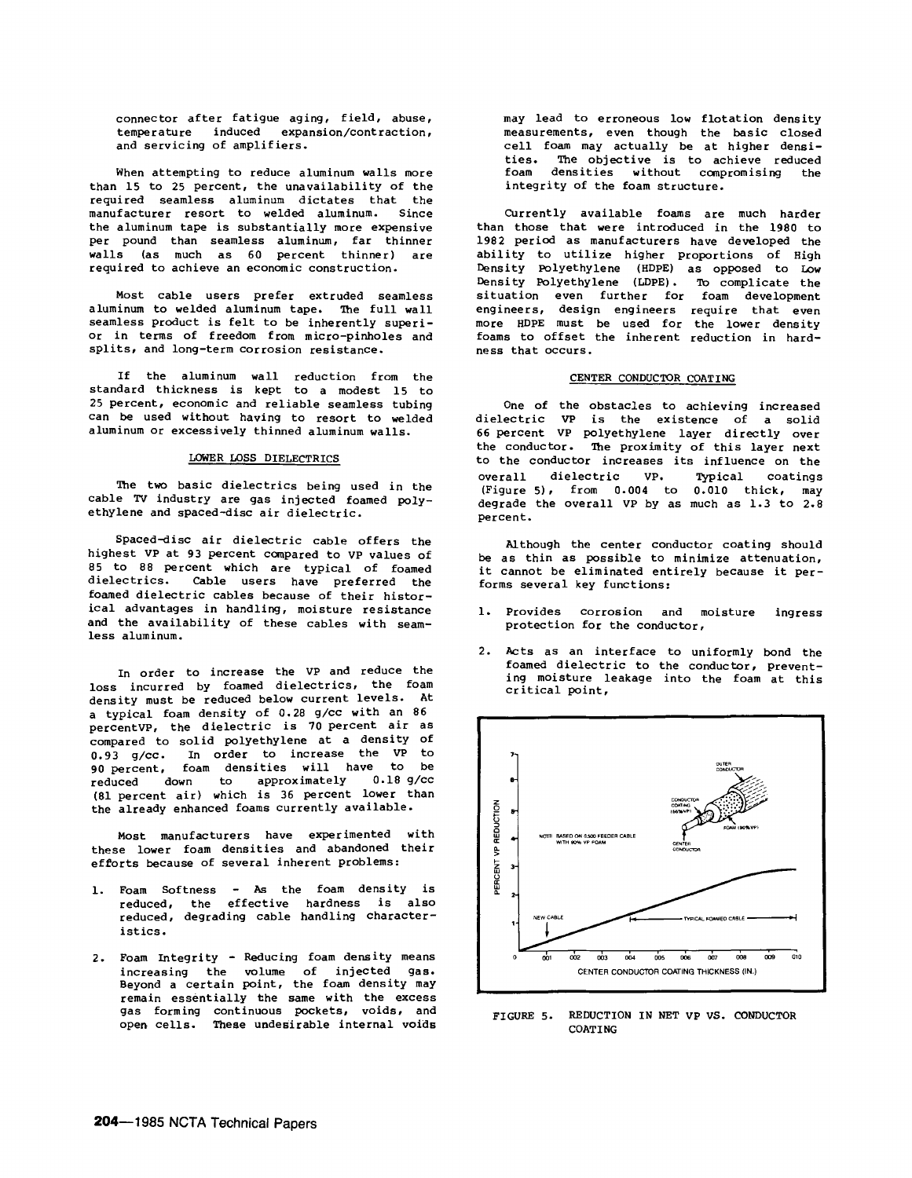connector after fatigue aging, field, abuse, temperature induced expansion/contraction, and servicing of amplifiers.

When attempting to reduce aluminum walls more than 15 to 25 percent, the unavailability of the required seamless aluminum dictates that the manufacturer resort to welded aluminum. Since the aluminum tape is substantially more expensive per pound than seamless aluminum, far thinner walls (as much as 60 percent thinner) are required to achieve an economic construction.

Most cable users prefer extruded seamless aluminum to welded aluminum tape. The full wall seamless product is felt to be inherently superior in terms of freedom from micro-pinholes and splits, and long-term corrosion resistance.

If the aluminum wall reduction from the standard thickness is kept to a modest 15 to 25 percent, economic and reliable seamless tubing can be used without having to resort to welded aluminum or excessively thinned aluminum walls.

## LOWER LOSS DIELECTRICS

The two basic dielectrics being used in the cable TV industry are gas injected foamed polyethylene and spaced-disc air dielectric.

Spaced-disc air dielectric cable offers the highest VP at 93 percent compared to VP values of 85 to 88 percent which are typical of foamed dielectrics. Cable users have preferred the foamed dielectric cables because of their historical advantages in handling, moisture resistance and the availability of these cables with seamless aluminum.

In order to increase the VP and reduce the loss incurred by foamed dielectrics, the foam density must be reduced below current levels. At a typical foam density of 0.28 g/cc with an 86 percentVP, the dielectric is 70 percent air as compared to solid polyethylene at a density of 0.93 g/cc. In order to increase the VP to 90 percent, foam densities will have to be reduced down to approximately 0.18 g/cc (81 percent air) which is 36 percent lower than the already enhanced foams currently available.

Most manufacturers have experimented with these lower foam densities and abandoned their efforts because of several inherent problems:

1. Foam Softness - As the foam density is reduced, the effective hardness is also reduced, degrading cable handling characteristics.

2. Foam Integrity - Reducing foam density means increasing the volume of injected gas. Beyond a certain point, the foam density may remain essentially the same with the excess gas forming continuous pockets, voids, and open cells. These undesirable internal voids may lead to erroneous low flotation density measurements, even though the basic closed cell foam may actually be at higher densities. The objective is to achieve reduced foam densities without compromising the integrity of the foam structure.

Currently available foams are much harder than those that were introduced in the 1980 to 1982 period as manufacturers have developed the ability to utilize higher proportions of High Density Polyethylene (HDPE) as opposed to Low Density Polyethylene (LDPE). To complicate the situation even further for foam development engineers, design engineers require that even more HDPE must be used for the lower density foams to offset the inherent reduction in hardness that occurs.

## CENTER CONDUCTOR COATING

One of the obstacles to achieving increased dielectric VP is the existence of a solid 66 percent VP polyethylene layer directly over the conductor. The proximity of this layer next to the conductor increases its influence on the overall dielectric VP. Typical coatings (Figure 5), from 0.004 to 0.010 thick, may degrade the overall VP by as much as 1.3 to 2.8 percent.

Although the center conductor coating should be as thin as possible to minimize attenuation, it cannot be eliminated entirely because it performs several key functions:

1. Provides corrosion and moisture ingress protection for the conductor,

2. Acts as an interface to uniformly bond the foamed dielectric to the conductor, preventing moisture leakage into the foam at this critical point,

FIGURE 5. REDUCTION IN NET VP VS. CONDUCTOR COATING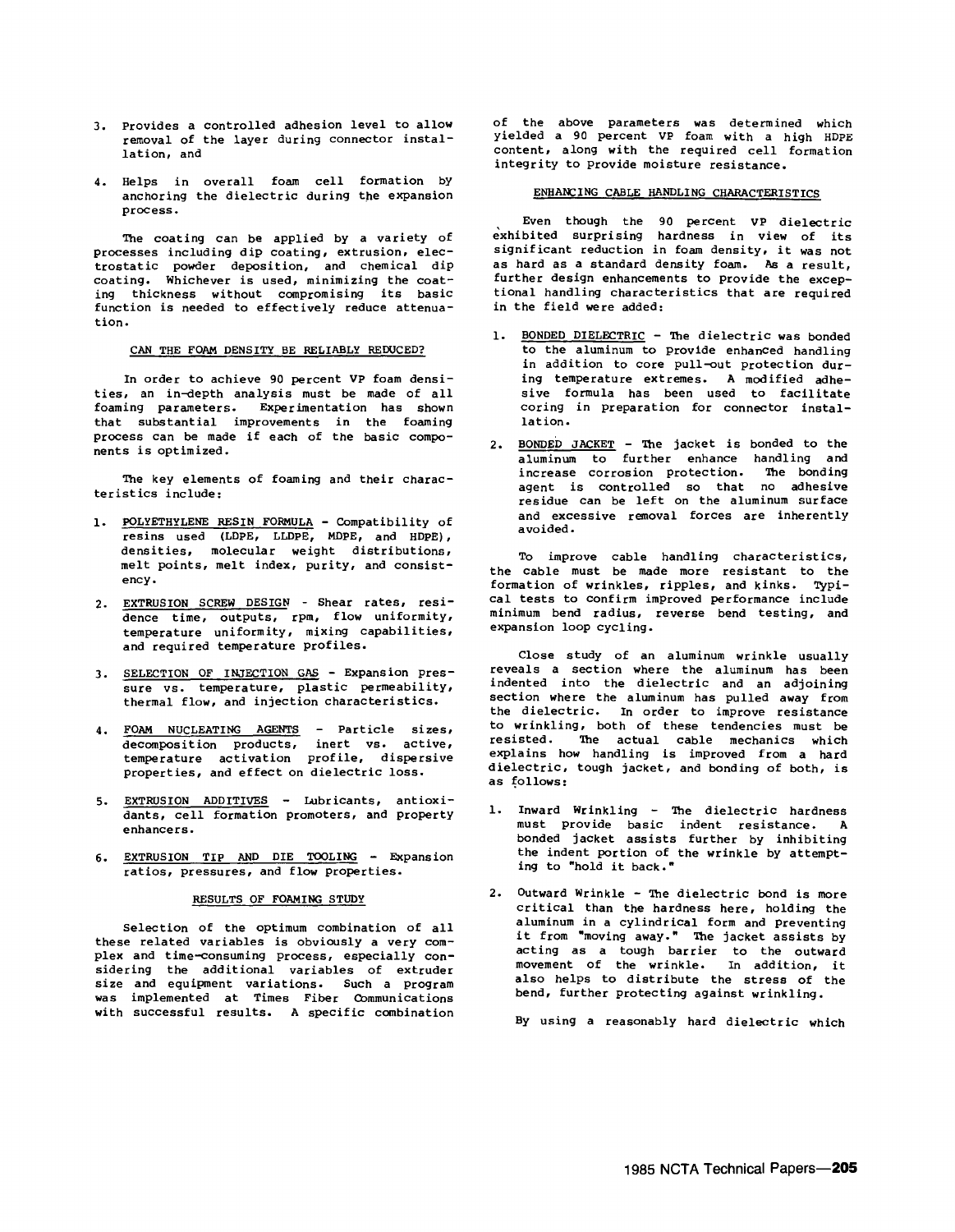3. Provides a controlled adhesion level to allow removal of the layer during connector installation, and

4. Helps in overall foam cell formation by anchoring the dielectric during the expansion process.

The coating can be applied by a variety of processes including dip coating, extrusion, electrostatic powder deposition, and chemical dip coating. Whichever is used, minimizing the coating thickness without compromising its basic function is needed to effectively reduce attenuation.

## CAN THE FOAM DENSITY BE RELIABLY REDUCED?

In order to achieve 90 percent VP foam densities, an in-depth analysis must be made of all foaming parameters. Experimentation has shown that substantial improvements in the foaming process can be made if each of the basic components is optimized.

The key elements of foaming and their characteristics include:

1. POLYETHYLENE RESIN FORMULA - Compatibility of resins used (LDPE, LLDPE, MDPE, and HDPE), densities, molecular weight distributions, melt points, melt index, purity, and consistency.

2. EXTRUSION SCREW DESIGN - Shear rates, residence time, outputs, rpm, flow uniformity, temperature uniformity, mixing capabilities, and required temperature profiles.

3. SELECTION OF INJECTION GAS - Expansion pressure vs. temperature, plastic permeability, thermal flow, and injection characteristics.

4. FOAM NUCLEATING AGENTS - Particle sizes, decomposition products, inert vs. active, temperature activation profile, dispersive properties, and effect on dielectric loss.

5. EXTRUSION ADDITIVES - Lubricants, antioxidants, cell formation promoters, and property enhancers.

6. EXTRUSION TIP AND DIE TOOLING - Expansion ratios, pressures, and flow properties.

## RESULTS OF FOAMING STUDY

Selection of the optimum combination of all these related variables is obviously a very complex and time-consuming process, especially considering the additional variables of extruder size and equipment variations. Such a program was implemented at Times Fiber Communications with successful results. A specific combination of the above parameters was determined which yielded a 90 percent VP foam with a high HDPE content, along with the required cell formation integrity to provide moisture resistance.

## ENHANCING CABLE HANDLING CHARACTERISTICS

Even though the 90 percent VP dielectric exhibited surprising hardness in view of its significant reduction in foam density, it was not as hard as a standard density foam. As a result, further design enhancements to provide the exceptional handling characteristics that are required in the field were added:

1. BONDED DIELECTRIC - The dielectric was bonded to the aluminum to provide enhanced handling in addition to core pull-out protection during temperature extremes. A modified adhesive formula has been used to facilitate coring in preparation for connector installation.

2. BONDED JACKET - The jacket is bonded to the aluminum to further enhance handling and increase corrosion protection. The bonding agent is controlled so that no adhesive residue can be left on the aluminum surface and excessive removal forces are inherently avoided.

To improve cable handling characteristics, the cable must be made more resistant to the formation of wrinkles, ripples, and kinks. Typical tests to confirm improved performance include minimum bend radius, reverse bend testing, and expansion loop cycling.

Close study of an aluminum wrinkle usually reveals a section where the aluminum has been indented into the dielectric and an adjoining section where the aluminum has pulled away from the dielectric. In order to improve resistance to wrinkling, both of these tendencies must be resisted. The actual cable mechanics which explains how handling is improved from a hard dielectric, tough jacket, and bonding of both, is as follows:

1. Inward Wrinkling - The dielectric hardness must provide basic indent resistance. A bonded jacket assists further by inhibiting the indent portion of the wrinkle by attempting to "hold it back."

2. Outward Wrinkle - The dielectric bond is more critical than the hardness here, holding the aluminum in a cylindrical form and preventing it from "moving away." The jacket assists by acting as a tough barrier to the outward movement of the wrinkle. In addition, it also helps to distribute the stress of the bend, further protecting against wrinkling.

By using a reasonably hard dielectric which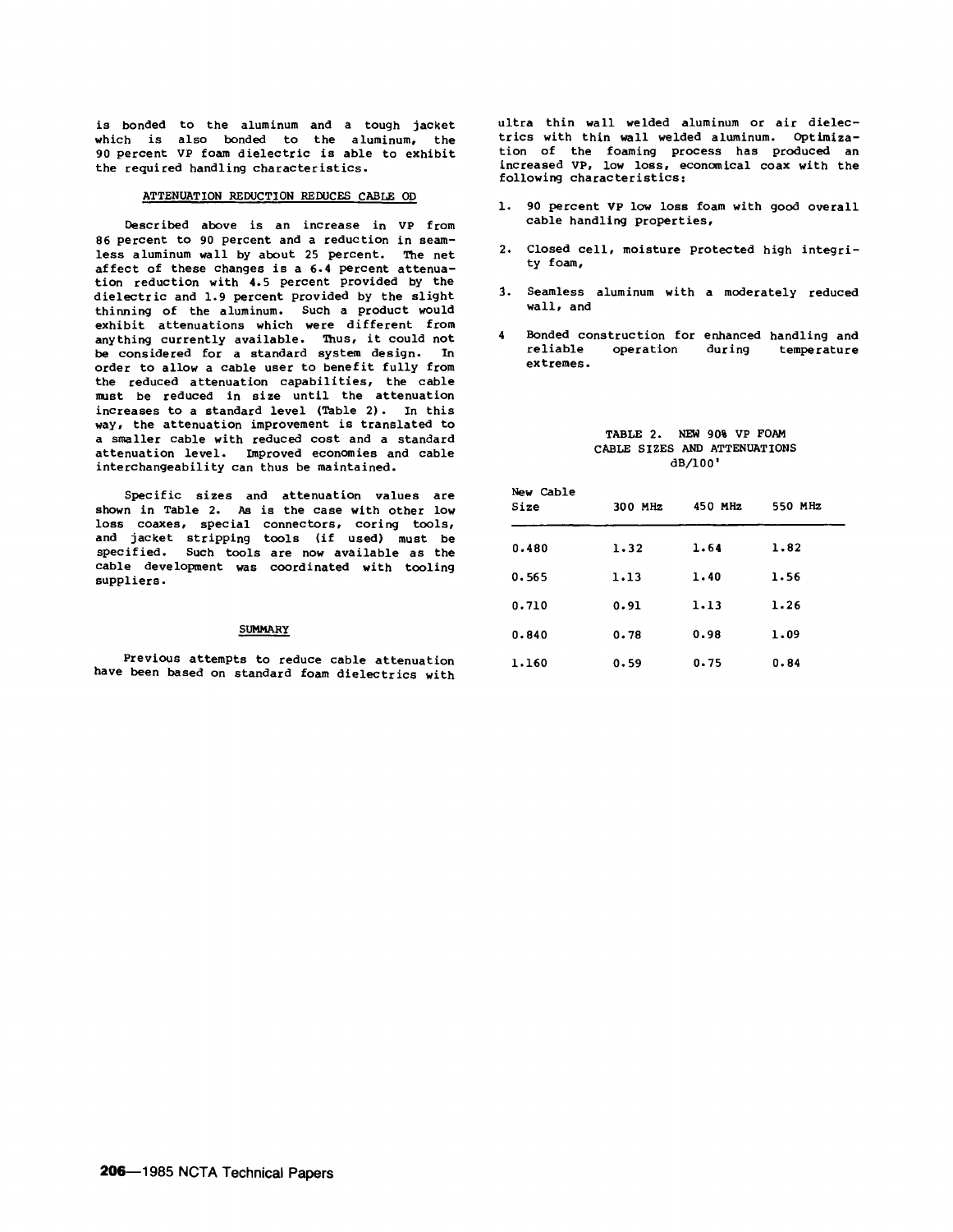is bonded to the aluminum and a tough jacket which is also bonded to the aluminum, the 90 percent VP foam dielectric is able to exhibit the required handling characteristics.

## ATTENUATION REDUCTION REDUCES CABLE OD

Described above is an increase in VP from 86 percent to 90 percent and a reduction in seamless aluminum wall by about 25 percent. The net affect of these changes is a 6.4 percent attenuation reduction with 4.5 percent provided by the dielectric and 1.9 percent provided by the slight thinning of the aluminum. Such a product would exhibit attenuations which were different from anything currently available. Thus, it could not be considered for a standard system design. In order to allow a cable user to benefit fully from the reduced attenuation capabilities, the cable must be reduced in size until the attenuation increases to a standard level (Table 2). In this way, the attenuation improvement is translated to a smaller cable with reduced cost and a standard attenuation level. Improved economies and cable interchangeability can thus be maintained.

Specific sizes and attenuation values are shown in Table 2. As is the case with other low loss coaxes, special connectors, coring tools, and jacket stripping tools (if used) must be specified. Such tools are now available as the cable development was coordinated with tooling suppliers.

## SUMMARY

Previous attempts to reduce cable attenuation have been based on standard foam dielectrics with ultra thin wall welded aluminum or air dielectrics with thin wall welded aluminum. Optimization of the foaming process has produced an increased VP, low loss, economical coax with the following characteristics:

1. 90 percent VP low loss foam with good overall cable handling properties,
2. Closed cell, moisture protected high integrity foam,
3. Seamless aluminum with a moderately reduced wall, and
4. Bonded construction for enhanced handling and reliable operation during temperature extremes.

TABLE 2. NEW 90% VP FOAM CABLE SIZES AND ATTENUATIONS dB/100'

| New Cable Size | 300 MHz | 450 MHz | 550 MHz |
|---|---|---|---|
| 0.480 | 1.32 | 1.64 | 1.82 |
| 0.565 | 1.13 | 1.40 | 1.56 |
| 0.710 | 0.91 | 1.13 | 1.26 |
| 0.840 | 0.78 | 0.98 | 1.09 |
| 1.160 | 0.59 | 0.75 | 0.84 |